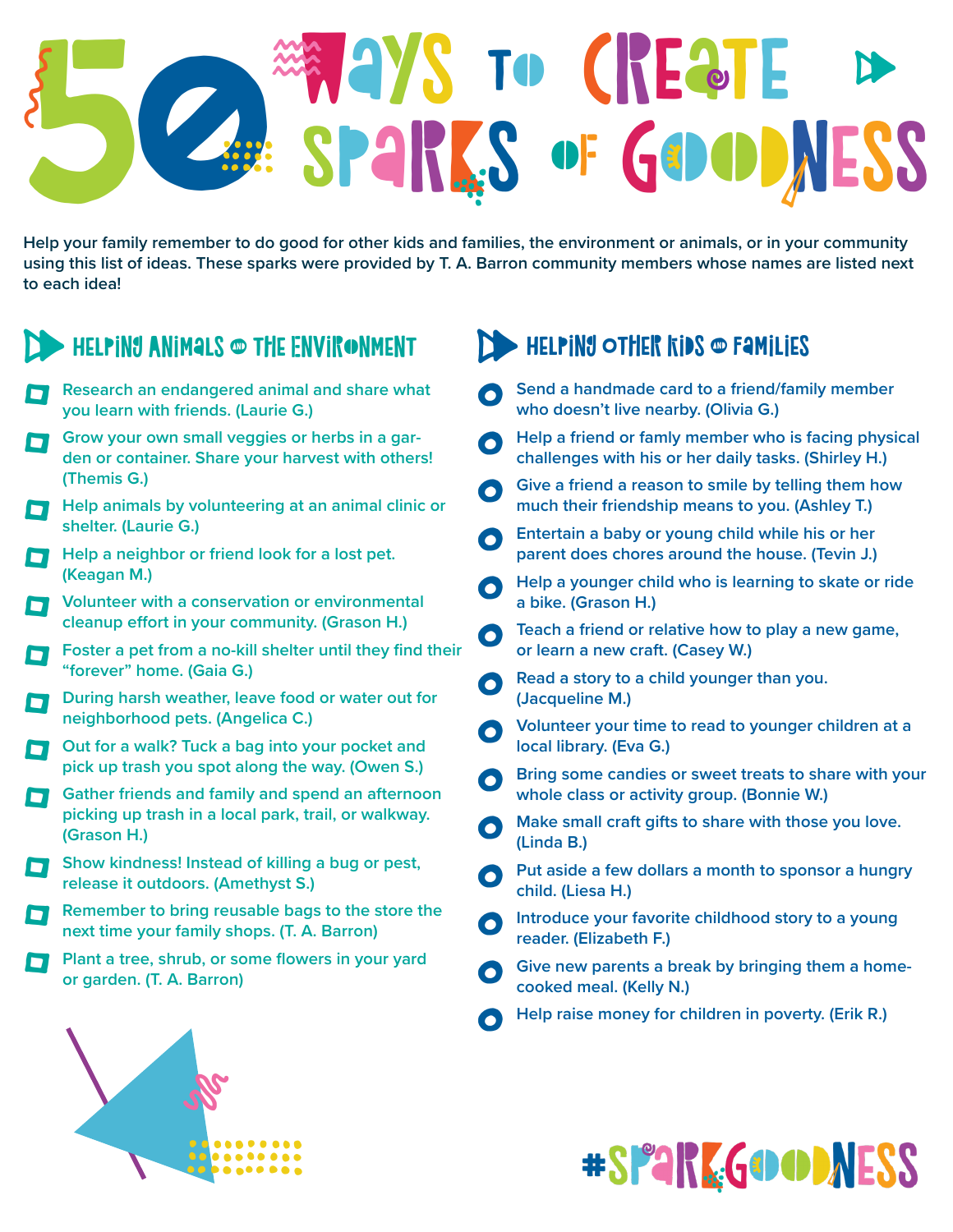# 50 Ways to Create Sparks of Goodness

Help your family remember to do good for other kids and families, the environment or animals, or in your community using this list of ideas. These sparks were provided by T. A. Barron community members whose names are listed next to each idea!

## Helping Animals and the Environment

- Research an endangered animal and share what you learn with friends. (Laurie G.)
- Grow your own small veggies or herbs in a garden or container. Share your harvest with others! (Themis G.)
- Help animals by volunteering at an animal clinic or shelter. (Laurie G.)
- Help a neighbor or friend look for a lost pet. (Keagan M.)
- Volunteer with a conservation or environmental cleanup effort in your community. (Grason H.)
- Foster a pet from a no-kill shelter until they find their "forever" home. (Gaia G.)
- During harsh weather, leave food or water out for neighborhood pets. (Angelica C.)
- Out for a walk? Tuck a bag into your pocket and pick up trash you spot along the way. (Owen S.)
- Gather friends and family and spend an afternoon picking up trash in a local park, trail, or walkway. (Grason H.)
- Show kindness! Instead of killing a bug or pest, release it outdoors. (Amethyst S.)
- Remember to bring reusable bags to the store the next time your family shops. (T. A. Barron)
- Plant a tree, shrub, or some flowers in your yard or garden. (T. A. Barron)

## Helping Other Kids and Families

- Send a handmade card to a friend/family member who doesn't live nearby. (Olivia G.)
- Help a friend or famly member who is facing physical challenges with his or her daily tasks. (Shirley H.)
- Give a friend a reason to smile by telling them how much their friendship means to you. (Ashley T.)
- Entertain a baby or young child while his or her parent does chores around the house. (Tevin J.)
- Help a younger child who is learning to skate or ride a bike. (Grason H.)
- Teach a friend or relative how to play a new game, or learn a new craft. (Casey W.)
- Read a story to a child younger than you. (Jacqueline M.)
- Volunteer your time to read to younger children at a local library. (Eva G.)
- Bring some candies or sweet treats to share with your whole class or activity group. (Bonnie W.)
- Make small craft gifts to share with those you love. (Linda B.)
- Put aside a few dollars a month to sponsor a hungry child. (Liesa H.)
- Introduce your favorite childhood story to a young reader. (Elizabeth F.)
- Give new parents a break by bringing them a home-cooked meal. (Kelly N.)
- Help raise money for children in poverty. (Erik R.)

#SparkGoodness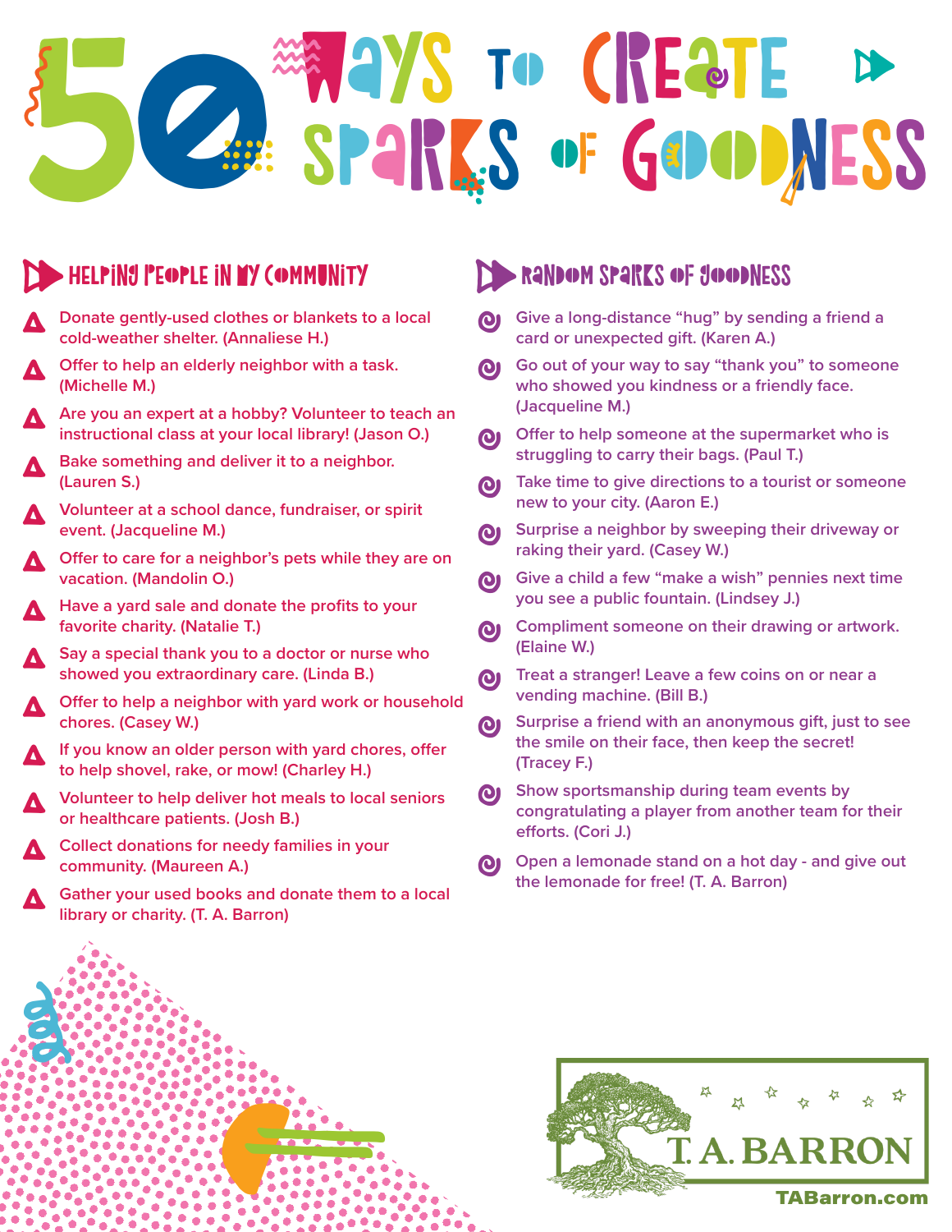# 50 Ways to Create Sparks of Goodness

## Helping People in My Community

- Donate gently-used clothes or blankets to a local cold-weather shelter. (Annaliese H.)
- Offer to help an elderly neighbor with a task. (Michelle M.)
- Are you an expert at a hobby? Volunteer to teach an instructional class at your local library! (Jason O.)
- Bake something and deliver it to a neighbor. (Lauren S.)
- Volunteer at a school dance, fundraiser, or spirit event. (Jacqueline M.)
- Offer to care for a neighbor's pets while they are on vacation. (Mandolin O.)
- Have a yard sale and donate the profits to your favorite charity. (Natalie T.)
- Say a special thank you to a doctor or nurse who showed you extraordinary care. (Linda B.)
- Offer to help a neighbor with yard work or household chores. (Casey W.)
- If you know an older person with yard chores, offer to help shovel, rake, or mow! (Charley H.)
- Volunteer to help deliver hot meals to local seniors or healthcare patients. (Josh B.)
- Collect donations for needy families in your community. (Maureen A.)
- Gather your used books and donate them to a local library or charity. (T. A. Barron)

## Random Sparks of Goodness

- Give a long-distance "hug" by sending a friend a card or unexpected gift. (Karen A.)
- Go out of your way to say "thank you" to someone who showed you kindness or a friendly face. (Jacqueline M.)
- Offer to help someone at the supermarket who is struggling to carry their bags. (Paul T.)
- Take time to give directions to a tourist or someone new to your city. (Aaron E.)
- Surprise a neighbor by sweeping their driveway or raking their yard. (Casey W.)
- Give a child a few "make a wish" pennies next time you see a public fountain. (Lindsey J.)
- Compliment someone on their drawing or artwork. (Elaine W.)
- Treat a stranger! Leave a few coins on or near a vending machine. (Bill B.)
- Surprise a friend with an anonymous gift, just to see the smile on their face, then keep the secret! (Tracey F.)
- Show sportsmanship during team events by congratulating a player from another team for their efforts. (Cori J.)
- Open a lemonade stand on a hot day - and give out the lemonade for free! (T. A. Barron)

T. A. BARRON

TABarron.com